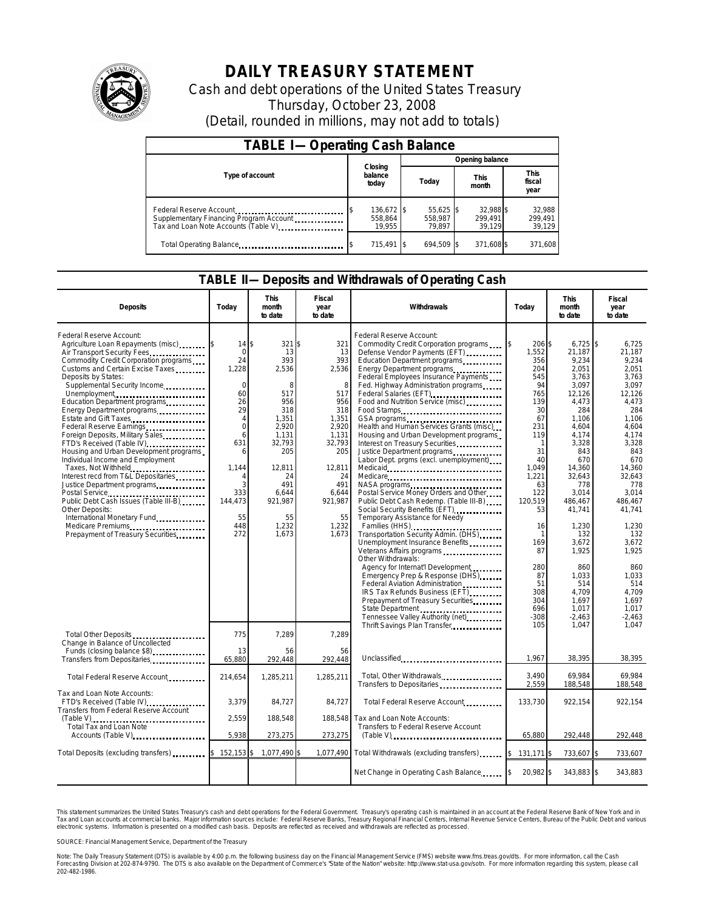# DAILY TREASURY STATEMENT

Cash and debt operations of the United States Treasury

Thursday, October 23, 2008

(Detail, rounded in millions, may not add to totals)

## TABLE I— Operating Cash Balance

| Type of account | Closing balance today | Opening balance Today | This month | This fiscal year |
|---|---|---|---|---|
| Federal Reserve Account | $ 136,672 | $ 55,625 | $ 32,988 | $ 32,988 |
| Supplementary Financing Program Account | 558,864 | 558,987 | 299,491 | 299,491 |
| Tax and Loan Note Accounts (Table V) | 19,955 | 79,897 | 39,129 | 39,129 |
| Total Operating Balance | $ 715,491 | $ 694,509 | $ 371,608 | $ 371,608 |

## TABLE II— Deposits and Withdrawals of Operating Cash

| Deposits | Today | This month to date | Fiscal year to date |
|---|---|---|---|
| Federal Reserve Account: | | | |
| Agriculture Loan Repayments (misc) | $ 14 | $ 321 | $ 321 |
| Air Transport Security Fees | 0 | 13 | 13 |
| Commodity Credit Corporation programs | 24 | 393 | 393 |
| Customs and Certain Excise Taxes | 1,228 | 2,536 | 2,536 |
| Deposits by States: | | | |
| Supplemental Security Income | 0 | 8 | 8 |
| Unemployment | 60 | 517 | 517 |
| Education Department programs | 26 | 956 | 956 |
| Energy Department programs | 29 | 318 | 318 |
| Estate and Gift Taxes | 4 | 1,351 | 1,351 |
| Federal Reserve Earnings | 0 | 2,920 | 2,920 |
| Foreign Deposits, Military Sales | 6 | 1,131 | 1,131 |
| FTD's Received (Table IV) | 631 | 32,793 | 32,793 |
| Housing and Urban Development programs | 6 | 205 | 205 |
| Individual Income and Employment Taxes, Not Withheld | 1,144 | 12,811 | 12,811 |
| Interest recd from T&L Depositaries | 4 | 24 | 24 |
| Justice Department programs | 3 | 491 | 491 |
| Postal Service | 333 | 6,644 | 6,644 |
| Public Debt Cash Issues (Table III-B) | 144,473 | 921,987 | 921,987 |
| Other Deposits: | | | |
| International Monetary Fund | 55 | 55 | 55 |
| Medicare Premiums | 448 | 1,232 | 1,232 |
| Prepayment of Treasury Securities | 272 | 1,673 | 1,673 |
| Total Other Deposits | 775 | 7,289 | 7,289 |
| Change in Balance of Uncollected Funds (closing balance $8) | 13 | 56 | 56 |
| Transfers from Depositaries | 65,880 | 292,448 | 292,448 |
| Total Federal Reserve Account | 214,654 | 1,285,211 | 1,285,211 |
| Tax and Loan Note Accounts: | | | |
| FTD's Received (Table IV) | 3,379 | 84,727 | 84,727 |
| Transfers from Federal Reserve Account (Table V) | 2,559 | 188,548 | 188,548 |
| Total Tax and Loan Note Accounts (Table V) | 5,938 | 273,275 | 273,275 |
| Total Deposits (excluding transfers) | $ 152,153 | $ 1,077,490 | $ 1,077,490 |

| Withdrawals | Today | This month to date | Fiscal year to date |
|---|---|---|---|
| Federal Reserve Account: | | | |
| Commodity Credit Corporation programs | $ 206 | $ 6,725 | $ 6,725 |
| Defense Vendor Payments (EFT) | 1,552 | 21,187 | 21,187 |
| Education Department programs | 356 | 9,234 | 9,234 |
| Energy Department programs | 204 | 2,051 | 2,051 |
| Federal Employees Insurance Payments | 545 | 3,763 | 3,763 |
| Fed. Highway Administration programs | 94 | 3,097 | 3,097 |
| Federal Salaries (EFT) | 765 | 12,126 | 12,126 |
| Food and Nutrition Service (misc) | 139 | 4,473 | 4,473 |
| Food Stamps | 30 | 284 | 284 |
| GSA programs | 67 | 1,106 | 1,106 |
| Health and Human Services Grants (misc) | 231 | 4,604 | 4,604 |
| Housing and Urban Development programs | 119 | 4,174 | 4,174 |
| Interest on Treasury Securities | 1 | 3,328 | 3,328 |
| Justice Department programs | 31 | 843 | 843 |
| Labor Dept. prgms (excl. unemployment) | 40 | 670 | 670 |
| Medicaid | 1,049 | 14,360 | 14,360 |
| Medicare | 1,221 | 32,643 | 32,643 |
| NASA programs | 63 | 778 | 778 |
| Postal Service Money Orders and Other | 122 | 3,014 | 3,014 |
| Public Debt Cash Redemp. (Table III-B) | 120,519 | 486,467 | 486,467 |
| Social Security Benefits (EFT) | 53 | 41,741 | 41,741 |
| Temporary Assistance for Needy Families (HHS) | 16 | 1,230 | 1,230 |
| Transportation Security Admin. (DHS) | 1 | 132 | 132 |
| Unemployment Insurance Benefits | 169 | 3,672 | 3,672 |
| Veterans Affairs programs | 87 | 1,925 | 1,925 |
| Other Withdrawals: | | | |
| Agency for Internat'l Development | 280 | 860 | 860 |
| Emergency Prep & Response (DHS) | 87 | 1,033 | 1,033 |
| Federal Aviation Administration | 51 | 514 | 514 |
| IRS Tax Refunds Business (EFT) | 308 | 4,709 | 4,709 |
| Prepayment of Treasury Securities | 304 | 1,697 | 1,697 |
| State Department | 696 | 1,017 | 1,017 |
| Tennessee Valley Authority (net) | -308 | -2,463 | -2,463 |
| Thrift Savings Plan Transfer | 105 | 1,047 | 1,047 |
| Unclassified | 1,967 | 38,395 | 38,395 |
| Total, Other Withdrawals | 3,490 | 69,984 | 69,984 |
| Transfers to Depositaries | 2,559 | 188,548 | 188,548 |
| Total Federal Reserve Account | 133,730 | 922,154 | 922,154 |
| Tax and Loan Note Accounts: | | | |
| Transfers to Federal Reserve Account (Table V) | 65,880 | 292,448 | 292,448 |
| Total Withdrawals (excluding transfers) | $ 131,171 | $ 733,607 | $ 733,607 |
| Net Change in Operating Cash Balance | $ 20,982 | $ 343,883 | $ 343,883 |

This statement summarizes the United States Treasury's cash and debt operations for the Federal Government. Treasury's operating cash is maintained in an account at the Federal Reserve Bank of New York and in Tax and Loan accounts at commercial banks. Major information sources include: Federal Reserve Banks, Treasury Regional Financial Centers, Internal Revenue Service Centers, Bureau of the Public Debt and various electronic systems. Information is presented on a modified cash basis. Deposits are reflected as received and withdrawals are reflected as processed.

SOURCE: Financial Management Service, Department of the Treasury

Note: The Daily Treasury Statement (DTS) is available by 4:00 p.m. the following business day on the Financial Management Service (FMS) website www.fms.treas.gov/dts. For more information, call the Cash Forecasting Division at 202-874-9790. The DTS is also available on the Department of Commerce's "State of the Nation" website: http://www.stat-usa.gov/sotn. For more information regarding this system, please call 202-482-1986.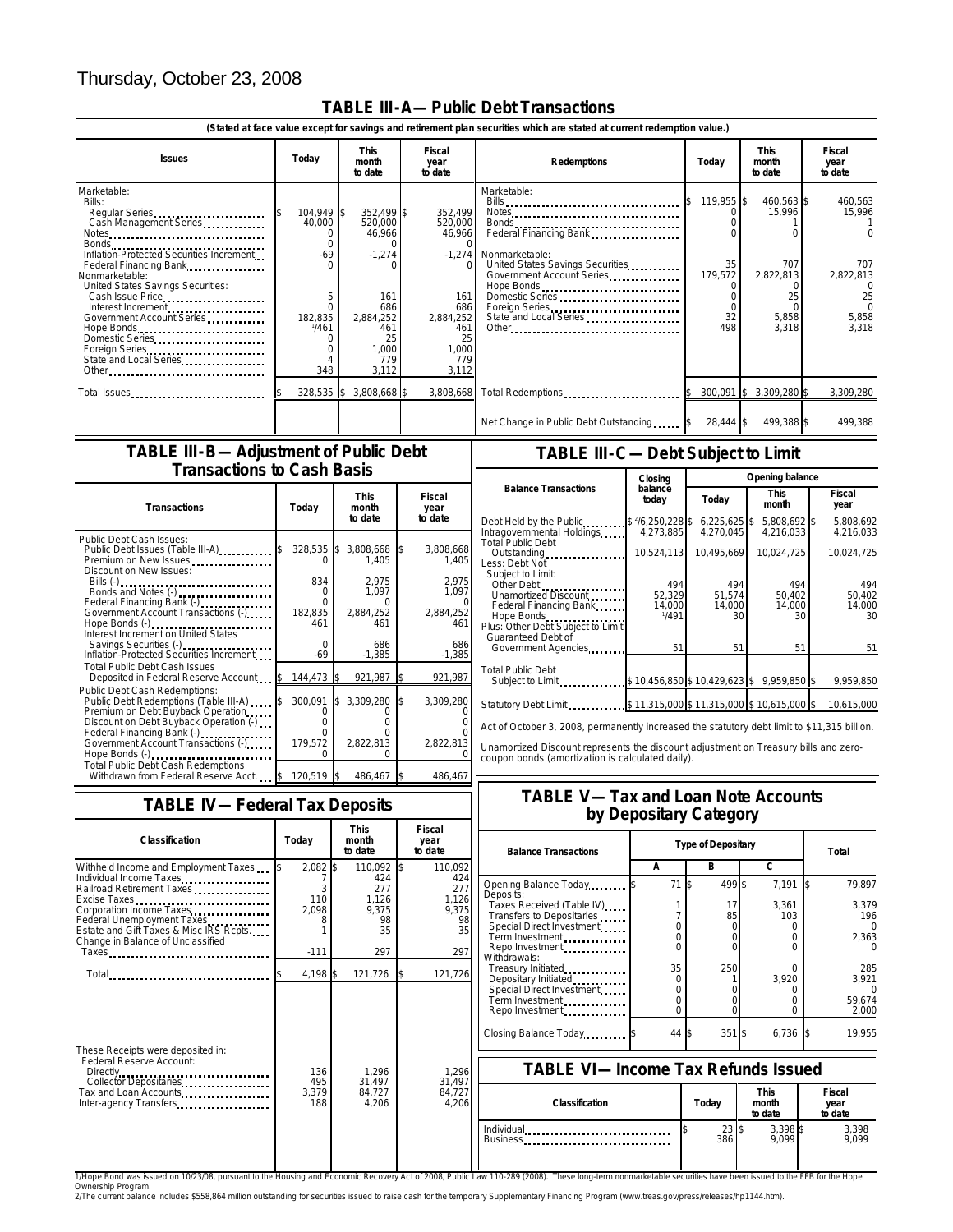Thursday, October 23, 2008

## TABLE III-A— Public Debt Transactions

**(Stated at face value except for savings and retirement plan securities which are stated at current redemption value.)**

| Issues | Today | This month to date | Fiscal year to date |
|---|---|---|---|
| Marketable: | | | |
| Bills: | | | |
| Regular Series | $ 104,949 | $ 352,499 | $ 352,499 |
| Cash Management Series | 40,000 | 520,000 | 520,000 |
| Notes | 0 | 46,966 | 46,966 |
| Bonds | 0 | 0 | 0 |
| Inflation-Protected Securities Increment | -69 | -1,274 | -1,274 |
| Federal Financing Bank | 0 | 0 | 0 |
| Nonmarketable: | | | |
| United States Savings Securities: | | | |
| Cash Issue Price | 5 | 161 | 161 |
| Interest Increment | 0 | 686 | 686 |
| Government Account Series | 182,835 | 2,884,252 | 2,884,252 |
| Hope Bonds | [1]461 | 461 | 461 |
| Domestic Series | 0 | 25 | 25 |
| Foreign Series | 0 | 1,000 | 1,000 |
| State and Local Series | 4 | 779 | 779 |
| Other | 348 | 3,112 | 3,112 |
| Total Issues | $ 328,535 | $ 3,808,668 | $ 3,808,668 |

| Redemptions | Today | This month to date | Fiscal year to date |
|---|---|---|---|
| Marketable: | | | |
| Bills | $ 119,955 | $ 460,563 | $ 460,563 |
| Notes | 0 | 15,996 | 15,996 |
| Bonds | 0 | 1 | 1 |
| Federal Financing Bank | 0 | 0 | 0 |
| Nonmarketable: | | | |
| United States Savings Securities | 35 | 707 | 707 |
| Government Account Series | 179,572 | 2,822,813 | 2,822,813 |
| Hope Bonds | 0 | 0 | 0 |
| Domestic Series | 0 | 25 | 25 |
| Foreign Series | 0 | 0 | 0 |
| State and Local Series | 32 | 5,858 | 5,858 |
| Other | 498 | 3,318 | 3,318 |
| Total Redemptions | $ 300,091 | $ 3,309,280 | $ 3,309,280 |
| Net Change in Public Debt Outstanding | $ 28,444 | $ 499,388 | $ 499,388 |

## TABLE III-B— Adjustment of Public Debt Transactions to Cash Basis

| Transactions | Today | This month to date | Fiscal year to date |
|---|---|---|---|
| Public Debt Cash Issues: | | | |
| Public Debt Issues (Table III-A) | $ 328,535 | $ 3,808,668 | $ 3,808,668 |
| Premium on New Issues | 0 | 1,405 | 1,405 |
| Discount on New Issues: | | | |
| Bills (-) | 834 | 2,975 | 2,975 |
| Bonds and Notes (-) | 0 | 1,097 | 1,097 |
| Federal Financing Bank (-) | 0 | 0 | 0 |
| Government Account Transactions (-) | 182,835 | 2,884,252 | 2,884,252 |
| Hope Bonds (-) | 461 | 461 | 461 |
| Interest Increment on United States Savings Securities (-) | 0 | 686 | 686 |
| Inflation-Protected Securities Increment | -69 | -1,385 | -1,385 |
| Total Public Debt Cash Issues Deposited in Federal Reserve Account | $ 144,473 | $ 921,987 | $ 921,987 |
| Public Debt Cash Redemptions: | | | |
| Public Debt Redemptions (Table III-A) | $ 300,091 | $ 3,309,280 | $ 3,309,280 |
| Premium on Debt Buyback Operation | 0 | 0 | 0 |
| Discount on Debt Buyback Operation (-) | 0 | 0 | 0 |
| Federal Financing Bank (-) | 0 | 0 | 0 |
| Government Account Transactions (-) | 179,572 | 2,822,813 | 2,822,813 |
| Hope Bonds (-) | 0 | 0 | 0 |
| Total Public Debt Cash Redemptions Withdrawn from Federal Reserve Acct. | $ 120,519 | $ 486,467 | $ 486,467 |

## TABLE III-C— Debt Subject to Limit

| Balance Transactions | Closing balance today | Opening balance Today | Opening balance This month | Opening balance Fiscal year |
|---|---|---|---|---|
| Debt Held by the Public | $ [2]6,250,228 | $ 6,225,625 | $ 5,808,692 | $ 5,808,692 |
| Intragovernmental Holdings | 4,273,885 | 4,270,045 | 4,216,033 | 4,216,033 |
| Total Public Debt Outstanding | 10,524,113 | 10,495,669 | 10,024,725 | 10,024,725 |
| Less: Debt Not Subject to Limit: | | | | |
| Other Debt | 494 | 494 | 494 | 494 |
| Unamortized Discount | 52,329 | 51,574 | 50,402 | 50,402 |
| Federal Financing Bank | 14,000 | 14,000 | 14,000 | 14,000 |
| Hope Bonds | [1]491 | 30 | 30 | 30 |
| Plus: Other Debt Subject to Limit | | | | |
| Guaranteed Debt of Government Agencies | 51 | 51 | 51 | 51 |
| Total Public Debt Subject to Limit | $ 10,456,850 | $ 10,429,623 | $ 9,959,850 | $ 9,959,850 |
| Statutory Debt Limit | $ 11,315,000 | $ 11,315,000 | $ 10,615,000 | $ 10,615,000 |

Act of October 3, 2008, permanently increased the statutory debt limit to $11,315 billion.

Unamortized Discount represents the discount adjustment on Treasury bills and zero-coupon bonds (amortization is calculated daily).

## TABLE IV— Federal Tax Deposits

| Classification | Today | This month to date | Fiscal year to date |
|---|---|---|---|
| Withheld Income and Employment Taxes | $ 2,082 | $ 110,092 | $ 110,092 |
| Individual Income Taxes | 7 | 424 | 424 |
| Railroad Retirement Taxes | 3 | 277 | 277 |
| Excise Taxes | 110 | 1,126 | 1,126 |
| Corporation Income Taxes | 2,098 | 9,375 | 9,375 |
| Federal Unemployment Taxes | 8 | 98 | 98 |
| Estate and Gift Taxes & Misc IRS Rcpts. | 1 | 35 | 35 |
| Change in Balance of Unclassified Taxes | -111 | 297 | 297 |
| Total | $ 4,198 | $ 121,726 | $ 121,726 |
| These Receipts were deposited in: | | | |
| Federal Reserve Account: | | | |
| Directly | 136 | 1,296 | 1,296 |
| Collector Depositaries | 495 | 31,497 | 31,497 |
| Tax and Loan Accounts | 3,379 | 84,727 | 84,727 |
| Inter-agency Transfers | 188 | 4,206 | 4,206 |

## TABLE V— Tax and Loan Note Accounts by Depositary Category

| Balance Transactions | Type of Depositary A | Type of Depositary B | Type of Depositary C | Total |
|---|---|---|---|---|
| Opening Balance Today | $ 71 | $ 499 | $ 7,191 | $ 79,897 |
| Deposits: | | | | |
| Taxes Received (Table IV) | 1 | 17 | 3,361 | 3,379 |
| Transfers to Depositaries | 7 | 85 | 103 | 196 |
| Special Direct Investment | 0 | 0 | 0 | 0 |
| Term Investment | 0 | 0 | 0 | 2,363 |
| Repo Investment | 0 | 0 | 0 | 0 |
| Withdrawals: | | | | |
| Treasury Initiated | 35 | 250 | 0 | 285 |
| Depositary Initiated | 0 | 1 | 3,920 | 3,921 |
| Special Direct Investment | 0 | 0 | 0 | 0 |
| Term Investment | 0 | 0 | 0 | 59,674 |
| Repo Investment | 0 | 0 | 0 | 2,000 |
| Closing Balance Today | $ 44 | $ 351 | $ 6,736 | $ 19,955 |

## TABLE VI— Income Tax Refunds Issued

| Classification | Today | This month to date | Fiscal year to date |
|---|---|---|---|
| Individual | $ 23 | $ 3,398 | $ 3,398 |
| Business | 386 | 9,099 | 9,099 |

1/Hope Bond was issued on 10/23/08, pursuant to the Housing and Economic Recovery Act of 2008, Public Law 110-289 (2008). These long-term nonmarketable securities have been issued to the FFB for the Hope Ownership Program.

2/The current balance includes $558,864 million outstanding for securities issued to raise cash for the temporary Supplementary Financing Program (www.treas.gov/press/releases/hp1144.htm).